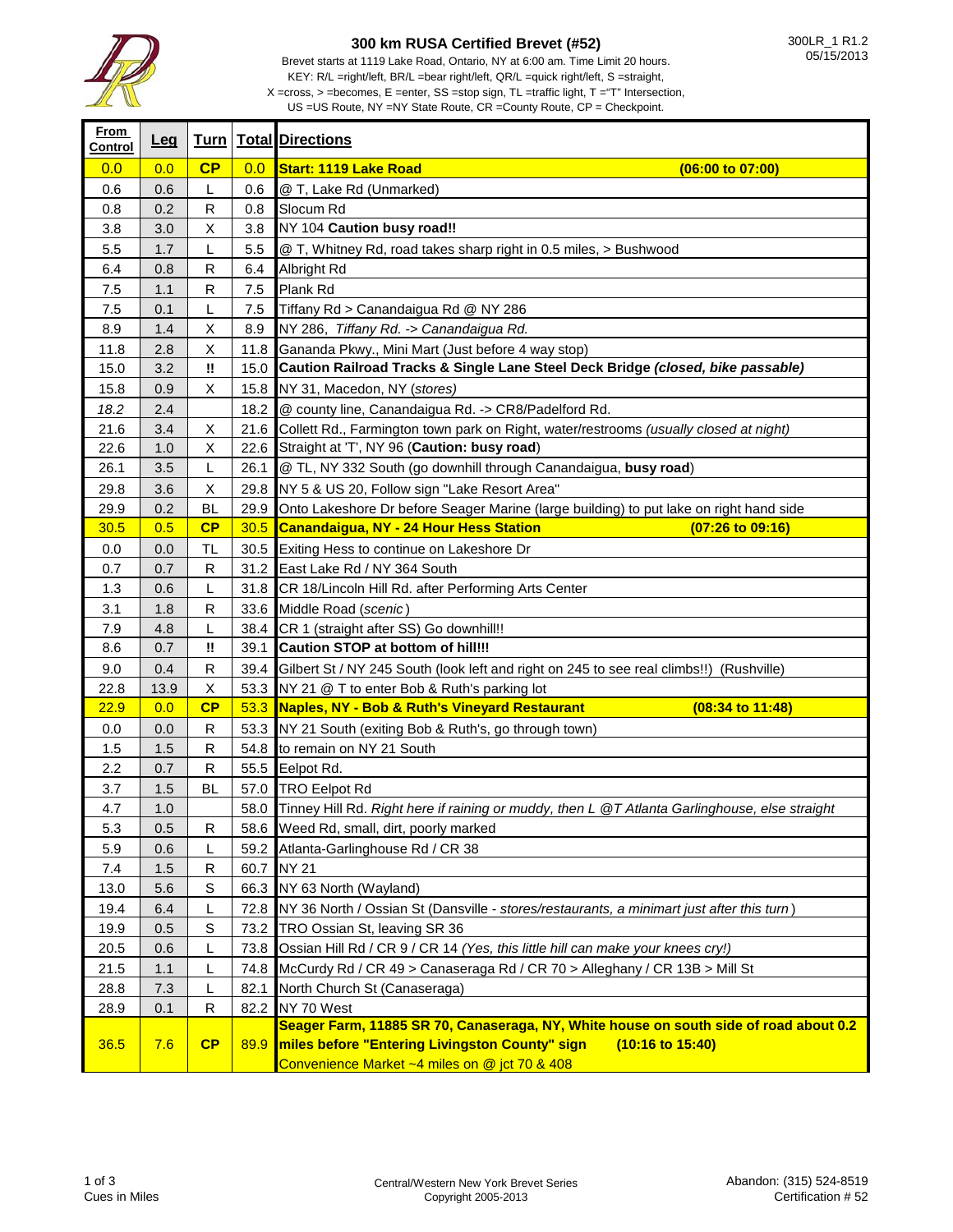# 300 km RUSA Certified Brevet (#52)

300LR_1 R1.2
05/15/2013

Brevet starts at 1119 Lake Road, Ontario, NY at 6:00 am. Time Limit 20 hours.
KEY: R/L =right/left, BR/L =bear right/left, QR/L =quick right/left, S =straight,
X =cross, > =becomes, E =enter, SS =stop sign, TL =traffic light, T ="T" Intersection,
US =US Route, NY =NY State Route, CR =County Route, CP = Checkpoint.

| From Control | Leg | Turn | Total | Directions |
|---|---|---|---|---|
| 0.0 | 0.0 | **CP** | 0.0 | **Start: 1119 Lake Road (06:00 to 07:00)** |
| 0.6 | 0.6 | L | 0.6 | @ T, Lake Rd (Unmarked) |
| 0.8 | 0.2 | R | 0.8 | Slocum Rd |
| 3.8 | 3.0 | X | 3.8 | NY 104 **Caution busy road!!** |
| 5.5 | 1.7 | L | 5.5 | @ T, Whitney Rd, road takes sharp right in 0.5 miles, > Bushwood |
| 6.4 | 0.8 | R | 6.4 | Albright Rd |
| 7.5 | 1.1 | R | 7.5 | Plank Rd |
| 7.5 | 0.1 | L | 7.5 | Tiffany Rd > Canandaigua Rd @ NY 286 |
| 8.9 | 1.4 | X | 8.9 | NY 286, *Tiffany Rd. -> Canandaigua Rd.* |
| 11.8 | 2.8 | X | 11.8 | Gananda Pkwy., Mini Mart (Just before 4 way stop) |
| 15.0 | 3.2 | !! | 15.0 | **Caution Railroad Tracks & Single Lane Steel Deck Bridge *(closed, bike passable)*** |
| 15.8 | 0.9 | X | 15.8 | NY 31, Macedon, NY (*stores*) |
| *18.2* | 2.4 | | 18.2 | @ county line, Canandaigua Rd. -> CR8/Padelford Rd. |
| 21.6 | 3.4 | X | 21.6 | Collett Rd., Farmington town park on Right, water/restrooms *(usually closed at night)* |
| 22.6 | 1.0 | X | 22.6 | Straight at 'T', NY 96 (**Caution: busy road**) |
| 26.1 | 3.5 | L | 26.1 | @ TL, NY 332 South (go downhill through Canandaigua, **busy road**) |
| 29.8 | 3.6 | X | 29.8 | NY 5 & US 20, Follow sign "Lake Resort Area" |
| 29.9 | 0.2 | BL | 29.9 | Onto Lakeshore Dr before Seager Marine (large building) to put lake on right hand side |
| 30.5 | 0.5 | **CP** | 30.5 | **Canandaigua, NY - 24 Hour Hess Station (07:26 to 09:16)** |
| 0.0 | 0.0 | TL | 30.5 | Exiting Hess to continue on Lakeshore Dr |
| 0.7 | 0.7 | R | 31.2 | East Lake Rd / NY 364 South |
| 1.3 | 0.6 | L | 31.8 | CR 18/Lincoln Hill Rd. after Performing Arts Center |
| 3.1 | 1.8 | R | 33.6 | Middle Road (*scenic*) |
| 7.9 | 4.8 | L | 38.4 | CR 1 (straight after SS) Go downhill!! |
| 8.6 | 0.7 | !! | 39.1 | **Caution STOP at bottom of hill!!!** |
| 9.0 | 0.4 | R | 39.4 | Gilbert St / NY 245 South (look left and right on 245 to see real climbs!!) (Rushville) |
| 22.8 | 13.9 | X | 53.3 | NY 21 @ T to enter Bob & Ruth's parking lot |
| 22.9 | 0.0 | **CP** | 53.3 | **Naples, NY - Bob & Ruth's Vineyard Restaurant (08:34 to 11:48)** |
| 0.0 | 0.0 | R | 53.3 | NY 21 South (exiting Bob & Ruth's, go through town) |
| 1.5 | 1.5 | R | 54.8 | to remain on NY 21 South |
| 2.2 | 0.7 | R | 55.5 | Eelpot Rd. |
| 3.7 | 1.5 | BL | 57.0 | TRO Eelpot Rd |
| 4.7 | 1.0 | | 58.0 | Tinney Hill Rd. *Right here if raining or muddy, then L @T Atlanta Garlinghouse, else straight* |
| 5.3 | 0.5 | R | 58.6 | Weed Rd, small, dirt, poorly marked |
| 5.9 | 0.6 | L | 59.2 | Atlanta-Garlinghouse Rd / CR 38 |
| 7.4 | 1.5 | R | 60.7 | NY 21 |
| 13.0 | 5.6 | S | 66.3 | NY 63 North (Wayland) |
| 19.4 | 6.4 | L | 72.8 | NY 36 North / Ossian St (Dansville - *stores/restaurants, a minimart just after this turn*) |
| 19.9 | 0.5 | S | 73.2 | TRO Ossian St, leaving SR 36 |
| 20.5 | 0.6 | L | 73.8 | Ossian Hill Rd / CR 9 / CR 14 *(Yes, this little hill can make your knees cry!)* |
| 21.5 | 1.1 | L | 74.8 | McCurdy Rd / CR 49 > Canaseraga Rd / CR 70 > Alleghany / CR 13B > Mill St |
| 28.8 | 7.3 | L | 82.1 | North Church St (Canaseraga) |
| 28.9 | 0.1 | R | 82.2 | NY 70 West |
| 36.5 | 7.6 | **CP** | 89.9 | **Seager Farm, 11885 SR 70, Canaseraga, NY, White house on south side of road about 0.2 miles before "Entering Livingston County" sign (10:16 to 15:40)** Convenience Market ~4 miles on @ jct 70 & 408 |

Cues in Miles

Central/Western New York Brevet Series
Copyright 2005-2013

Abandon: (315) 524-8519
Certification # 52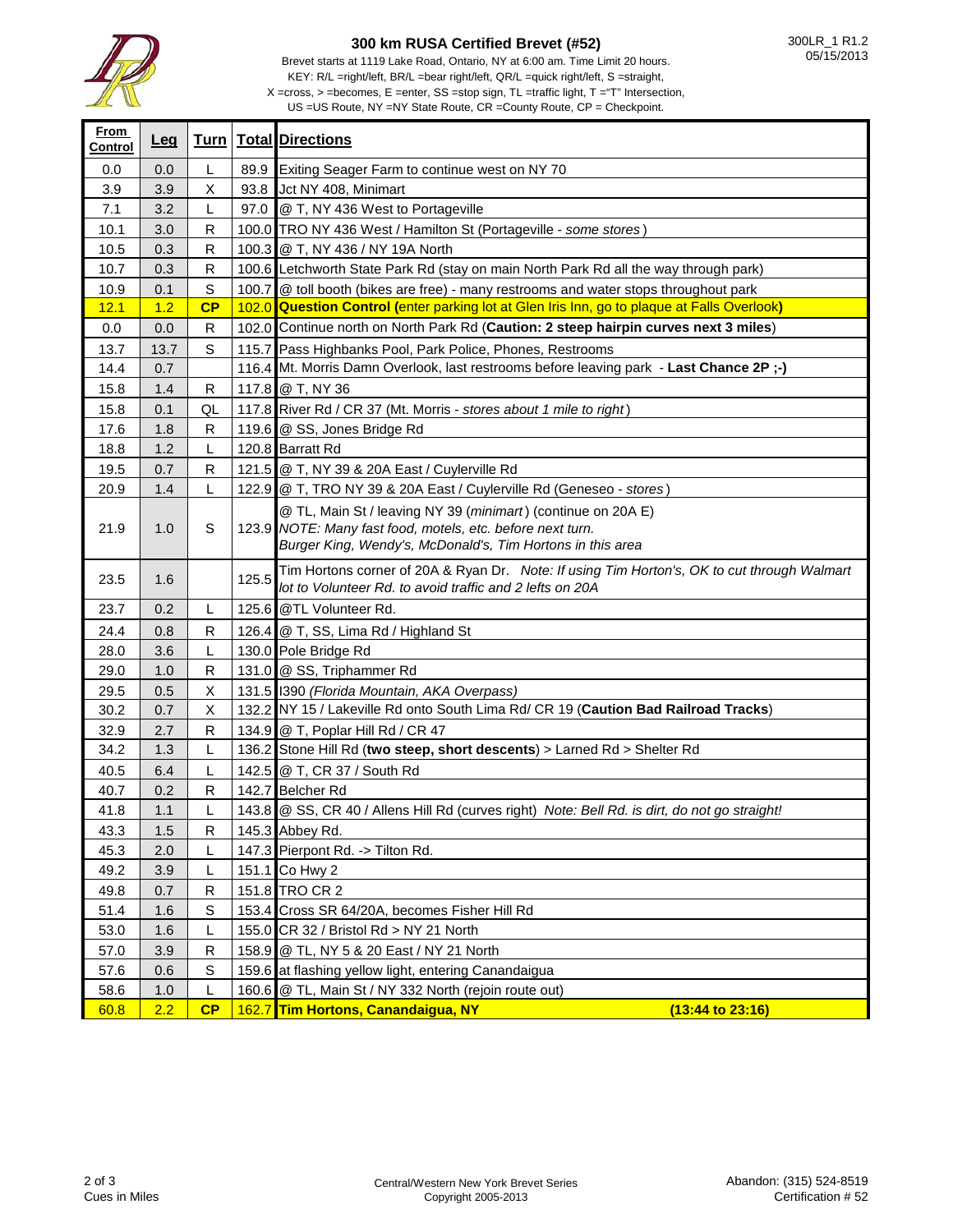# 300 km RUSA Certified Brevet (#52)

300LR_1 R1.2
05/15/2013

Brevet starts at 1119 Lake Road, Ontario, NY at 6:00 am. Time Limit 20 hours.
KEY: R/L =right/left, BR/L =bear right/left, QR/L =quick right/left, S =straight,
X =cross, > =becomes, E =enter, SS =stop sign, TL =traffic light, T ="T" Intersection,
US =US Route, NY =NY State Route, CR =County Route, CP = Checkpoint.

| From Control | Leg | Turn | Total | Directions |
|---|---|---|---|---|
| 0.0 | 0.0 | L | 89.9 | Exiting Seager Farm to continue west on NY 70 |
| 3.9 | 3.9 | X | 93.8 | Jct NY 408, Minimart |
| 7.1 | 3.2 | L | 97.0 | @ T, NY 436 West to Portageville |
| 10.1 | 3.0 | R | 100.0 | TRO NY 436 West / Hamilton St (Portageville - *some stores*) |
| 10.5 | 0.3 | R | 100.3 | @ T, NY 436 / NY 19A North |
| 10.7 | 0.3 | R | 100.6 | Letchworth State Park Rd (stay on main North Park Rd all the way through park) |
| 10.9 | 0.1 | S | 100.7 | @ toll booth (bikes are free) - many restrooms and water stops throughout park |
| 12.1 | 1.2 | **CP** | 102.0 | **Question Control (**enter parking lot at Glen Iris Inn, go to plaque at Falls Overlook**)** |
| 0.0 | 0.0 | R | 102.0 | Continue north on North Park Rd (**Caution: 2 steep hairpin curves next 3 miles**) |
| 13.7 | 13.7 | S | 115.7 | Pass Highbanks Pool, Park Police, Phones, Restrooms |
| 14.4 | 0.7 | | 116.4 | Mt. Morris Damn Overlook, last restrooms before leaving park - **Last Chance 2P ;-)** |
| 15.8 | 1.4 | R | 117.8 | @ T, NY 36 |
| 15.8 | 0.1 | QL | 117.8 | River Rd / CR 37 (Mt. Morris - *stores about 1 mile to right*) |
| 17.6 | 1.8 | R | 119.6 | @ SS, Jones Bridge Rd |
| 18.8 | 1.2 | L | 120.8 | Barratt Rd |
| 19.5 | 0.7 | R | 121.5 | @ T, NY 39 & 20A East / Cuylerville Rd |
| 20.9 | 1.4 | L | 122.9 | @ T, TRO NY 39 & 20A East / Cuylerville Rd (Geneseo - *stores*) |
| 21.9 | 1.0 | S | 123.9 | @ TL, Main St / leaving NY 39 (*minimart*) (continue on 20A E) *NOTE: Many fast food, motels, etc. before next turn. Burger King, Wendy's, McDonald's, Tim Hortons in this area* |
| 23.5 | 1.6 | | 125.5 | Tim Hortons corner of 20A & Ryan Dr. *Note: If using Tim Horton's, OK to cut through Walmart lot to Volunteer Rd. to avoid traffic and 2 lefts on 20A* |
| 23.7 | 0.2 | L | 125.6 | @TL Volunteer Rd. |
| 24.4 | 0.8 | R | 126.4 | @ T, SS, Lima Rd / Highland St |
| 28.0 | 3.6 | L | 130.0 | Pole Bridge Rd |
| 29.0 | 1.0 | R | 131.0 | @ SS, Triphammer Rd |
| 29.5 | 0.5 | X | 131.5 | I390 *(Florida Mountain, AKA Overpass)* |
| 30.2 | 0.7 | X | 132.2 | NY 15 / Lakeville Rd onto South Lima Rd/ CR 19 (**Caution Bad Railroad Tracks**) |
| 32.9 | 2.7 | R | 134.9 | @ T, Poplar Hill Rd / CR 47 |
| 34.2 | 1.3 | L | 136.2 | Stone Hill Rd (**two steep, short descents**) > Larned Rd > Shelter Rd |
| 40.5 | 6.4 | L | 142.5 | @ T, CR 37 / South Rd |
| 40.7 | 0.2 | R | 142.7 | Belcher Rd |
| 41.8 | 1.1 | L | 143.8 | @ SS, CR 40 / Allens Hill Rd (curves right) *Note: Bell Rd. is dirt, do not go straight!* |
| 43.3 | 1.5 | R | 145.3 | Abbey Rd. |
| 45.3 | 2.0 | L | 147.3 | Pierpont Rd. -> Tilton Rd. |
| 49.2 | 3.9 | L | 151.1 | Co Hwy 2 |
| 49.8 | 0.7 | R | 151.8 | TRO CR 2 |
| 51.4 | 1.6 | S | 153.4 | Cross SR 64/20A, becomes Fisher Hill Rd |
| 53.0 | 1.6 | L | 155.0 | CR 32 / Bristol Rd > NY 21 North |
| 57.0 | 3.9 | R | 158.9 | @ TL, NY 5 & 20 East / NY 21 North |
| 57.6 | 0.6 | S | 159.6 | at flashing yellow light, entering Canandaigua |
| 58.6 | 1.0 | L | 160.6 | @ TL, Main St / NY 332 North (rejoin route out) |
| 60.8 | 2.2 | **CP** | 162.7 | **Tim Hortons, Canandaigua, NY (13:44 to 23:16)** |

Cues in Miles

Central/Western New York Brevet Series
Copyright 2005-2013

Abandon: (315) 524-8519
Certification # 52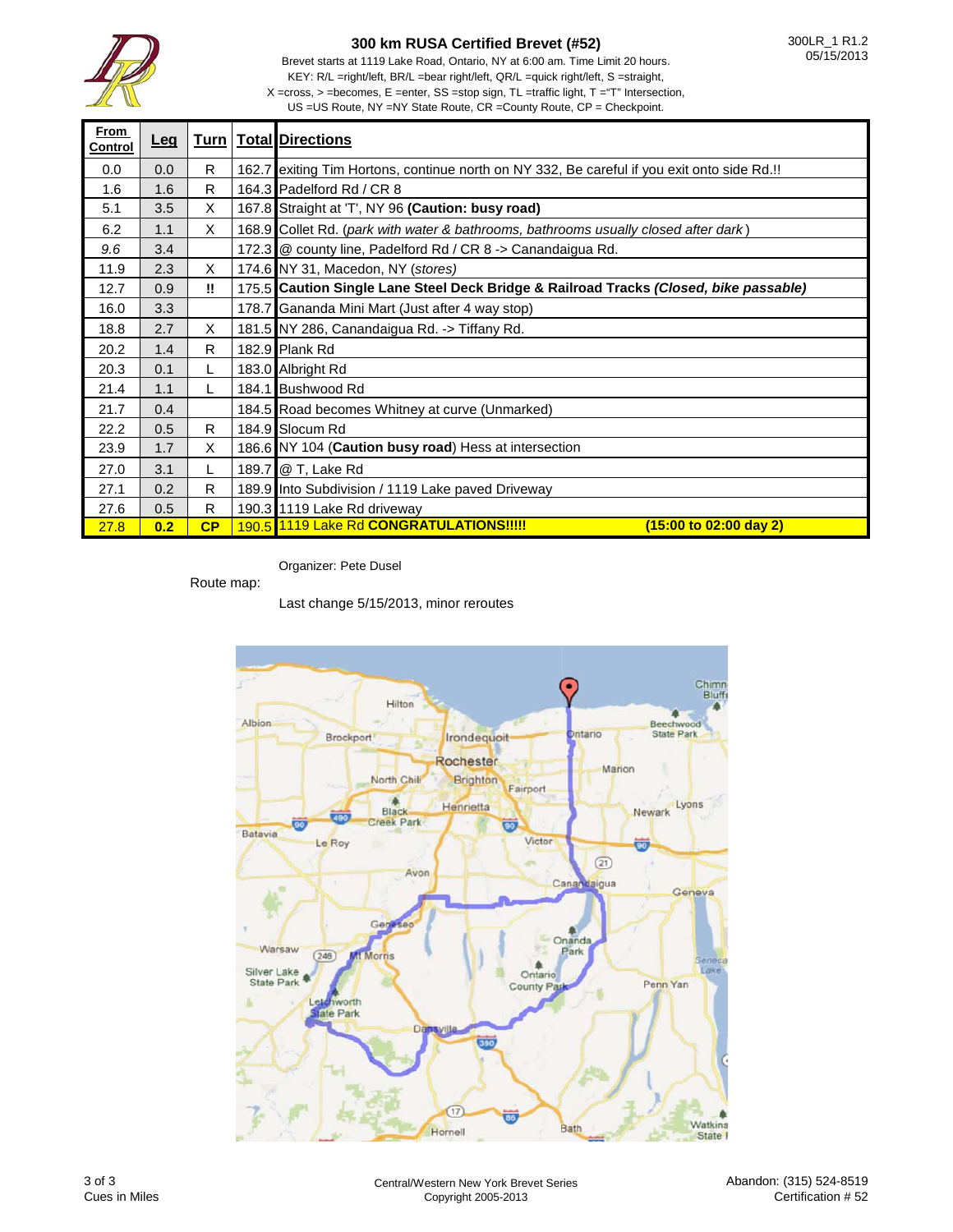## 300 km RUSA Certified Brevet (#52)

300LR_1 R1.2
05/15/2013

Brevet starts at 1119 Lake Road, Ontario, NY at 6:00 am. Time Limit 20 hours.
KEY: R/L =right/left, BR/L =bear right/left, QR/L =quick right/left, S =straight,
X =cross, > =becomes, E =enter, SS =stop sign, TL =traffic light, T ="T" Intersection,
US =US Route, NY =NY State Route, CR =County Route, CP = Checkpoint.

| From Control | Leg | Turn | Total | Directions |
|---|---|---|---|---|
| 0.0 | 0.0 | R | 162.7 | exiting Tim Hortons, continue north on NY 332, Be careful if you exit onto side Rd.!! |
| 1.6 | 1.6 | R | 164.3 | Padelford Rd / CR 8 |
| 5.1 | 3.5 | X | 167.8 | Straight at 'T', NY 96 **(Caution: busy road)** |
| 6.2 | 1.1 | X | 168.9 | Collet Rd. (*park with water & bathrooms, bathrooms usually closed after dark*) |
| *9.6* | 3.4 | | 172.3 | @ county line, Padelford Rd / CR 8 -> Canandaigua Rd. |
| 11.9 | 2.3 | X | 174.6 | NY 31, Macedon, NY (*stores*) |
| 12.7 | 0.9 | !! | 175.5 | **Caution Single Lane Steel Deck Bridge & Railroad Tracks *(Closed, bike passable)*** |
| 16.0 | 3.3 | | 178.7 | Gananda Mini Mart (Just after 4 way stop) |
| 18.8 | 2.7 | X | 181.5 | NY 286, Canandaigua Rd. -> Tiffany Rd. |
| 20.2 | 1.4 | R | 182.9 | Plank Rd |
| 20.3 | 0.1 | L | 183.0 | Albright Rd |
| 21.4 | 1.1 | L | 184.1 | Bushwood Rd |
| 21.7 | 0.4 | | 184.5 | Road becomes Whitney at curve (Unmarked) |
| 22.2 | 0.5 | R | 184.9 | Slocum Rd |
| 23.9 | 1.7 | X | 186.6 | NY 104 (**Caution busy road**) Hess at intersection |
| 27.0 | 3.1 | L | 189.7 | @ T, Lake Rd |
| 27.1 | 0.2 | R | 189.9 | Into Subdivision / 1119 Lake paved Driveway |
| 27.6 | 0.5 | R | 190.3 | 1119 Lake Rd driveway |
| 27.8 | **0.2** | **CP** | 190.5 | 1119 Lake Rd **CONGRATULATIONS!!!!! (15:00 to 02:00 day 2)** |

Organizer: Pete Dusel

Route map:

Last change 5/15/2013, minor reroutes

Cues in Miles

Central/Western New York Brevet Series
Copyright 2005-2013

Abandon: (315) 524-8519
Certification # 52